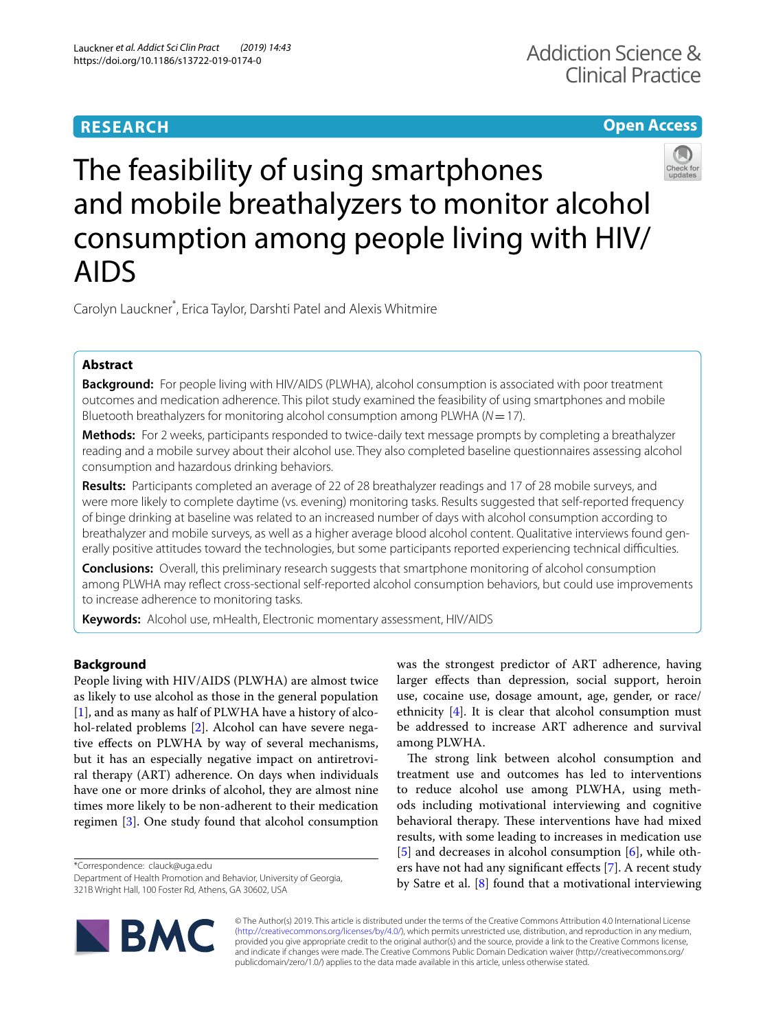RESEARCH

Open Access

# The feasibility of using smartphones and mobile breathalyzers to monitor alcohol consumption among people living with HIV/AIDS

Carolyn Lauckner*, Erica Taylor, Darshti Patel and Alexis Whitmire

## Abstract

**Background:** For people living with HIV/AIDS (PLWHA), alcohol consumption is associated with poor treatment outcomes and medication adherence. This pilot study examined the feasibility of using smartphones and mobile Bluetooth breathalyzers for monitoring alcohol consumption among PLWHA ($N = 17$).

**Methods:** For 2 weeks, participants responded to twice-daily text message prompts by completing a breathalyzer reading and a mobile survey about their alcohol use. They also completed baseline questionnaires assessing alcohol consumption and hazardous drinking behaviors.

**Results:** Participants completed an average of 22 of 28 breathalyzer readings and 17 of 28 mobile surveys, and were more likely to complete daytime (vs. evening) monitoring tasks. Results suggested that self-reported frequency of binge drinking at baseline was related to an increased number of days with alcohol consumption according to breathalyzer and mobile surveys, as well as a higher average blood alcohol content. Qualitative interviews found generally positive attitudes toward the technologies, but some participants reported experiencing technical difficulties.

**Conclusions:** Overall, this preliminary research suggests that smartphone monitoring of alcohol consumption among PLWHA may reflect cross-sectional self-reported alcohol consumption behaviors, but could use improvements to increase adherence to monitoring tasks.

**Keywords:** Alcohol use, mHealth, Electronic momentary assessment, HIV/AIDS

## Background

People living with HIV/AIDS (PLWHA) are almost twice as likely to use alcohol as those in the general population [1], and as many as half of PLWHA have a history of alcohol-related problems [2]. Alcohol can have severe negative effects on PLWHA by way of several mechanisms, but it has an especially negative impact on antiretroviral therapy (ART) adherence. On days when individuals have one or more drinks of alcohol, they are almost nine times more likely to be non-adherent to their medication regimen [3]. One study found that alcohol consumption was the strongest predictor of ART adherence, having larger effects than depression, social support, heroin use, cocaine use, dosage amount, age, gender, or race/ethnicity [4]. It is clear that alcohol consumption must be addressed to increase ART adherence and survival among PLWHA.

The strong link between alcohol consumption and treatment use and outcomes has led to interventions to reduce alcohol use among PLWHA, using methods including motivational interviewing and cognitive behavioral therapy. These interventions have had mixed results, with some leading to increases in medication use [5] and decreases in alcohol consumption [6], while others have not had any significant effects [7]. A recent study by Satre et al. [8] found that a motivational interviewing

*Correspondence: clauck@uga.edu
Department of Health Promotion and Behavior, University of Georgia, 321B Wright Hall, 100 Foster Rd, Athens, GA 30602, USA

© The Author(s) 2019. This article is distributed under the terms of the Creative Commons Attribution 4.0 International License (http://creativecommons.org/licenses/by/4.0/), which permits unrestricted use, distribution, and reproduction in any medium, provided you give appropriate credit to the original author(s) and the source, provide a link to the Creative Commons license, and indicate if changes were made. The Creative Commons Public Domain Dedication waiver (http://creativecommons.org/publicdomain/zero/1.0/) applies to the data made available in this article, unless otherwise stated.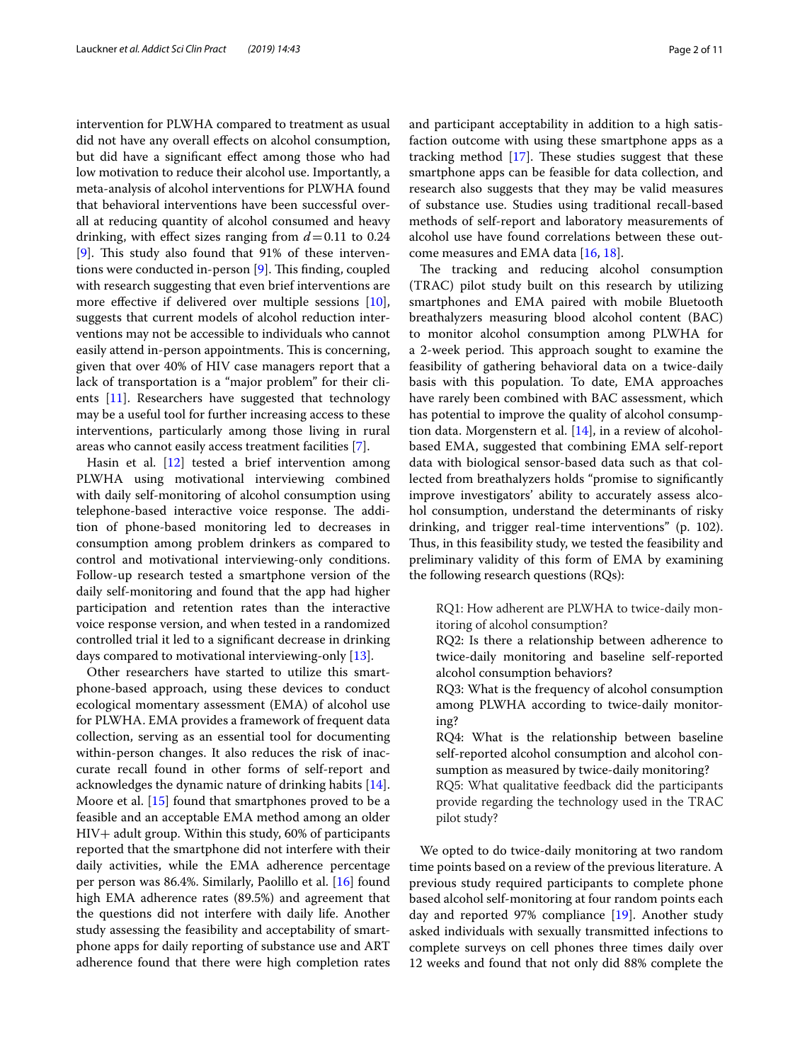intervention for PLWHA compared to treatment as usual did not have any overall effects on alcohol consumption, but did have a significant effect among those who had low motivation to reduce their alcohol use. Importantly, a meta-analysis of alcohol interventions for PLWHA found that behavioral interventions have been successful overall at reducing quantity of alcohol consumed and heavy drinking, with effect sizes ranging from $d = 0.11$ to 0.24 [9]. This study also found that 91% of these interventions were conducted in-person [9]. This finding, coupled with research suggesting that even brief interventions are more effective if delivered over multiple sessions [10], suggests that current models of alcohol reduction interventions may not be accessible to individuals who cannot easily attend in-person appointments. This is concerning, given that over 40% of HIV case managers report that a lack of transportation is a "major problem" for their clients [11]. Researchers have suggested that technology may be a useful tool for further increasing access to these interventions, particularly among those living in rural areas who cannot easily access treatment facilities [7].

Hasin et al. [12] tested a brief intervention among PLWHA using motivational interviewing combined with daily self-monitoring of alcohol consumption using telephone-based interactive voice response. The addition of phone-based monitoring led to decreases in consumption among problem drinkers as compared to control and motivational interviewing-only conditions. Follow-up research tested a smartphone version of the daily self-monitoring and found that the app had higher participation and retention rates than the interactive voice response version, and when tested in a randomized controlled trial it led to a significant decrease in drinking days compared to motivational interviewing-only [13].

Other researchers have started to utilize this smartphone-based approach, using these devices to conduct ecological momentary assessment (EMA) of alcohol use for PLWHA. EMA provides a framework of frequent data collection, serving as an essential tool for documenting within-person changes. It also reduces the risk of inaccurate recall found in other forms of self-report and acknowledges the dynamic nature of drinking habits [14]. Moore et al. [15] found that smartphones proved to be a feasible and an acceptable EMA method among an older HIV+ adult group. Within this study, 60% of participants reported that the smartphone did not interfere with their daily activities, while the EMA adherence percentage per person was 86.4%. Similarly, Paolillo et al. [16] found high EMA adherence rates (89.5%) and agreement that the questions did not interfere with daily life. Another study assessing the feasibility and acceptability of smartphone apps for daily reporting of substance use and ART adherence found that there were high completion rates and participant acceptability in addition to a high satisfaction outcome with using these smartphone apps as a tracking method [17]. These studies suggest that these smartphone apps can be feasible for data collection, and research also suggests that they may be valid measures of substance use. Studies using traditional recall-based methods of self-report and laboratory measurements of alcohol use have found correlations between these outcome measures and EMA data [16, 18].

The tracking and reducing alcohol consumption (TRAC) pilot study built on this research by utilizing smartphones and EMA paired with mobile Bluetooth breathalyzers measuring blood alcohol content (BAC) to monitor alcohol consumption among PLWHA for a 2-week period. This approach sought to examine the feasibility of gathering behavioral data on a twice-daily basis with this population. To date, EMA approaches have rarely been combined with BAC assessment, which has potential to improve the quality of alcohol consumption data. Morgenstern et al. [14], in a review of alcohol-based EMA, suggested that combining EMA self-report data with biological sensor-based data such as that collected from breathalyzers holds "promise to significantly improve investigators' ability to accurately assess alcohol consumption, understand the determinants of risky drinking, and trigger real-time interventions" (p. 102). Thus, in this feasibility study, we tested the feasibility and preliminary validity of this form of EMA by examining the following research questions (RQs):

> RQ1: How adherent are PLWHA to twice-daily monitoring of alcohol consumption?
> RQ2: Is there a relationship between adherence to twice-daily monitoring and baseline self-reported alcohol consumption behaviors?
> RQ3: What is the frequency of alcohol consumption among PLWHA according to twice-daily monitoring?
> RQ4: What is the relationship between baseline self-reported alcohol consumption and alcohol consumption as measured by twice-daily monitoring?
> RQ5: What qualitative feedback did the participants provide regarding the technology used in the TRAC pilot study?

We opted to do twice-daily monitoring at two random time points based on a review of the previous literature. A previous study required participants to complete phone based alcohol self-monitoring at four random points each day and reported 97% compliance [19]. Another study asked individuals with sexually transmitted infections to complete surveys on cell phones three times daily over 12 weeks and found that not only did 88% complete the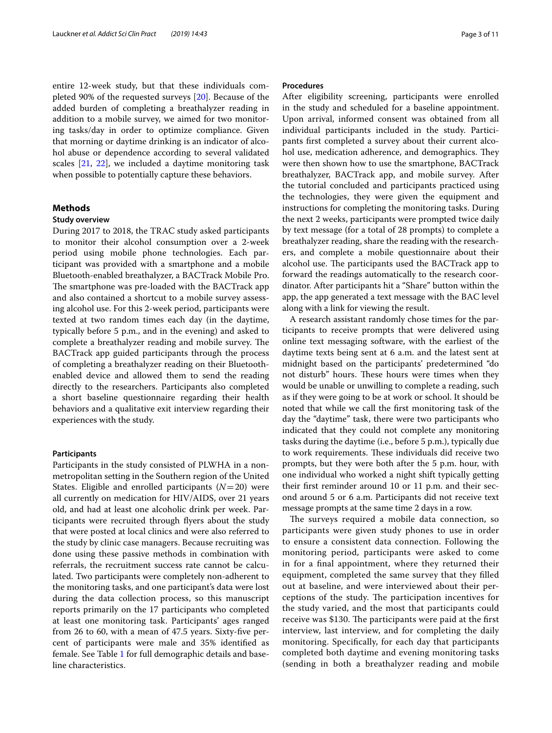entire 12-week study, but that these individuals completed 90% of the requested surveys [20]. Because of the added burden of completing a breathalyzer reading in addition to a mobile survey, we aimed for two monitoring tasks/day in order to optimize compliance. Given that morning or daytime drinking is an indicator of alcohol abuse or dependence according to several validated scales [21, 22], we included a daytime monitoring task when possible to potentially capture these behaviors.

## Methods

### Study overview

During 2017 to 2018, the TRAC study asked participants to monitor their alcohol consumption over a 2-week period using mobile phone technologies. Each participant was provided with a smartphone and a mobile Bluetooth-enabled breathalyzer, a BACTrack Mobile Pro. The smartphone was pre-loaded with the BACTrack app and also contained a shortcut to a mobile survey assessing alcohol use. For this 2-week period, participants were texted at two random times each day (in the daytime, typically before 5 p.m., and in the evening) and asked to complete a breathalyzer reading and mobile survey. The BACTrack app guided participants through the process of completing a breathalyzer reading on their Bluetooth-enabled device and allowed them to send the reading directly to the researchers. Participants also completed a short baseline questionnaire regarding their health behaviors and a qualitative exit interview regarding their experiences with the study.

### Participants

Participants in the study consisted of PLWHA in a non-metropolitan setting in the Southern region of the United States. Eligible and enrolled participants ($N=20$) were all currently on medication for HIV/AIDS, over 21 years old, and had at least one alcoholic drink per week. Participants were recruited through flyers about the study that were posted at local clinics and were also referred to the study by clinic case managers. Because recruiting was done using these passive methods in combination with referrals, the recruitment success rate cannot be calculated. Two participants were completely non-adherent to the monitoring tasks, and one participant's data were lost during the data collection process, so this manuscript reports primarily on the 17 participants who completed at least one monitoring task. Participants' ages ranged from 26 to 60, with a mean of 47.5 years. Sixty-five percent of participants were male and 35% identified as female. See Table 1 for full demographic details and baseline characteristics.

### Procedures

After eligibility screening, participants were enrolled in the study and scheduled for a baseline appointment. Upon arrival, informed consent was obtained from all individual participants included in the study. Participants first completed a survey about their current alcohol use, medication adherence, and demographics. They were then shown how to use the smartphone, BACTrack breathalyzer, BACTrack app, and mobile survey. After the tutorial concluded and participants practiced using the technologies, they were given the equipment and instructions for completing the monitoring tasks. During the next 2 weeks, participants were prompted twice daily by text message (for a total of 28 prompts) to complete a breathalyzer reading, share the reading with the researchers, and complete a mobile questionnaire about their alcohol use. The participants used the BACTrack app to forward the readings automatically to the research coordinator. After participants hit a "Share" button within the app, the app generated a text message with the BAC level along with a link for viewing the result.

A research assistant randomly chose times for the participants to receive prompts that were delivered using online text messaging software, with the earliest of the daytime texts being sent at 6 a.m. and the latest sent at midnight based on the participants' predetermined "do not disturb" hours. These hours were times when they would be unable or unwilling to complete a reading, such as if they were going to be at work or school. It should be noted that while we call the first monitoring task of the day the "daytime" task, there were two participants who indicated that they could not complete any monitoring tasks during the daytime (i.e., before 5 p.m.), typically due to work requirements. These individuals did receive two prompts, but they were both after the 5 p.m. hour, with one individual who worked a night shift typically getting their first reminder around 10 or 11 p.m. and their second around 5 or 6 a.m. Participants did not receive text message prompts at the same time 2 days in a row.

The surveys required a mobile data connection, so participants were given study phones to use in order to ensure a consistent data connection. Following the monitoring period, participants were asked to come in for a final appointment, where they returned their equipment, completed the same survey that they filled out at baseline, and were interviewed about their perceptions of the study. The participation incentives for the study varied, and the most that participants could receive was $130. The participants were paid at the first interview, last interview, and for completing the daily monitoring. Specifically, for each day that participants completed both daytime and evening monitoring tasks (sending in both a breathalyzer reading and mobile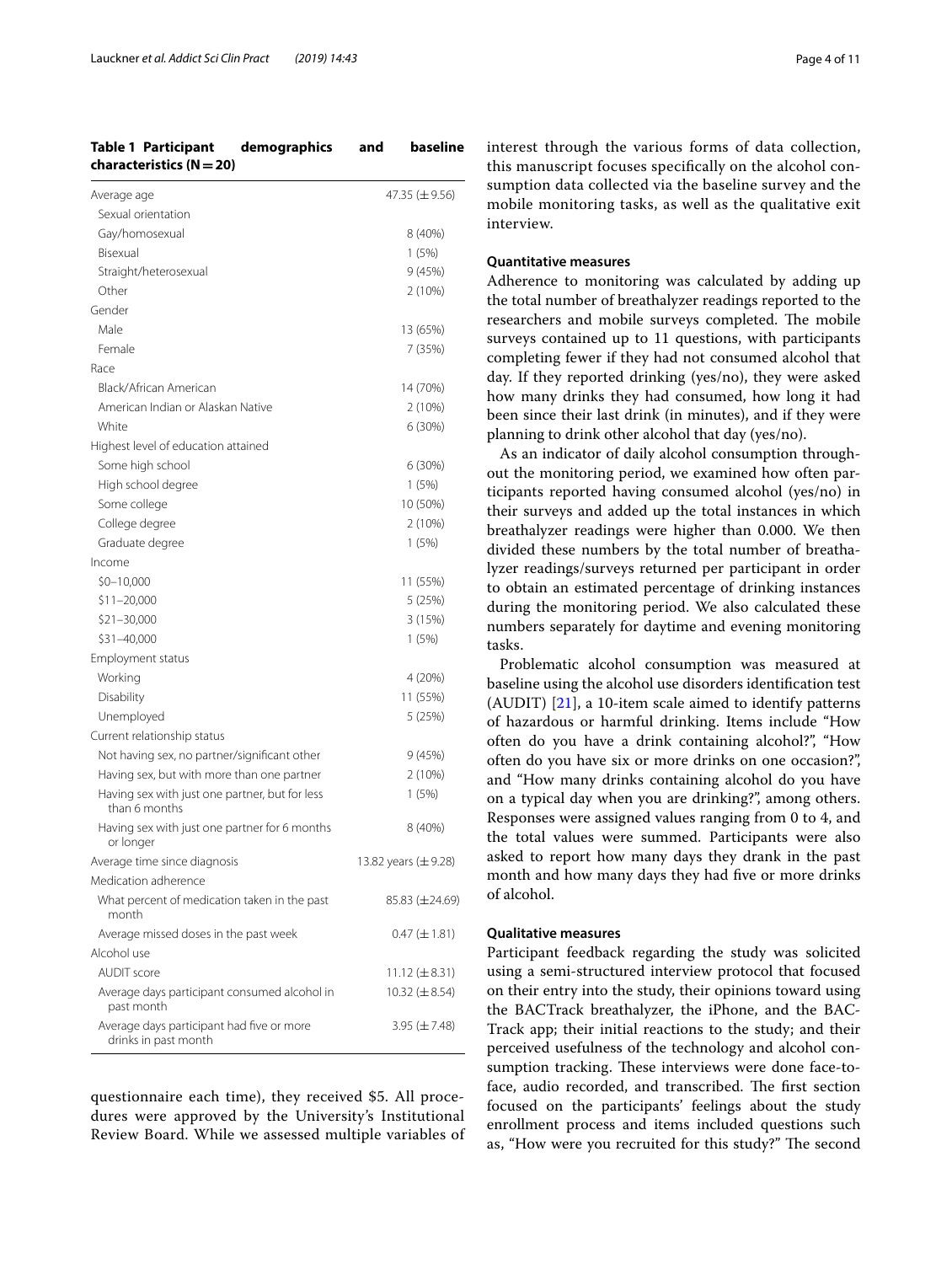**Table 1 Participant demographics and baseline characteristics (N = 20)**

| | |
|---|---|
| Average age | 47.35 (± 9.56) |
| Sexual orientation | |
| Gay/homosexual | 8 (40%) |
| Bisexual | 1 (5%) |
| Straight/heterosexual | 9 (45%) |
| Other | 2 (10%) |
| Gender | |
| Male | 13 (65%) |
| Female | 7 (35%) |
| Race | |
| Black/African American | 14 (70%) |
| American Indian or Alaskan Native | 2 (10%) |
| White | 6 (30%) |
| Highest level of education attained | |
| Some high school | 6 (30%) |
| High school degree | 1 (5%) |
| Some college | 10 (50%) |
| College degree | 2 (10%) |
| Graduate degree | 1 (5%) |
| Income | |
| $0–10,000 | 11 (55%) |
| $11–20,000 | 5 (25%) |
| $21–30,000 | 3 (15%) |
| $31–40,000 | 1 (5%) |
| Employment status | |
| Working | 4 (20%) |
| Disability | 11 (55%) |
| Unemployed | 5 (25%) |
| Current relationship status | |
| Not having sex, no partner/significant other | 9 (45%) |
| Having sex, but with more than one partner | 2 (10%) |
| Having sex with just one partner, but for less than 6 months | 1 (5%) |
| Having sex with just one partner for 6 months or longer | 8 (40%) |
| Average time since diagnosis | 13.82 years (± 9.28) |
| Medication adherence | |
| What percent of medication taken in the past month | 85.83 (± 24.69) |
| Average missed doses in the past week | 0.47 (± 1.81) |
| Alcohol use | |
| AUDIT score | 11.12 (± 8.31) |
| Average days participant consumed alcohol in past month | 10.32 (± 8.54) |
| Average days participant had five or more drinks in past month | 3.95 (± 7.48) |

questionnaire each time), they received $5. All procedures were approved by the University's Institutional Review Board. While we assessed multiple variables of interest through the various forms of data collection, this manuscript focuses specifically on the alcohol consumption data collected via the baseline survey and the mobile monitoring tasks, as well as the qualitative exit interview.

### Quantitative measures

Adherence to monitoring was calculated by adding up the total number of breathalyzer readings reported to the researchers and mobile surveys completed. The mobile surveys contained up to 11 questions, with participants completing fewer if they had not consumed alcohol that day. If they reported drinking (yes/no), they were asked how many drinks they had consumed, how long it had been since their last drink (in minutes), and if they were planning to drink other alcohol that day (yes/no).

As an indicator of daily alcohol consumption throughout the monitoring period, we examined how often participants reported having consumed alcohol (yes/no) in their surveys and added up the total instances in which breathalyzer readings were higher than 0.000. We then divided these numbers by the total number of breathalyzer readings/surveys returned per participant in order to obtain an estimated percentage of drinking instances during the monitoring period. We also calculated these numbers separately for daytime and evening monitoring tasks.

Problematic alcohol consumption was measured at baseline using the alcohol use disorders identification test (AUDIT) [21], a 10-item scale aimed to identify patterns of hazardous or harmful drinking. Items include "How often do you have a drink containing alcohol?", "How often do you have six or more drinks on one occasion?", and "How many drinks containing alcohol do you have on a typical day when you are drinking?", among others. Responses were assigned values ranging from 0 to 4, and the total values were summed. Participants were also asked to report how many days they drank in the past month and how many days they had five or more drinks of alcohol.

### Qualitative measures

Participant feedback regarding the study was solicited using a semi-structured interview protocol that focused on their entry into the study, their opinions toward using the BACTrack breathalyzer, the iPhone, and the BACTrack app; their initial reactions to the study; and their perceived usefulness of the technology and alcohol consumption tracking. These interviews were done face-to-face, audio recorded, and transcribed. The first section focused on the participants' feelings about the study enrollment process and items included questions such as, "How were you recruited for this study?" The second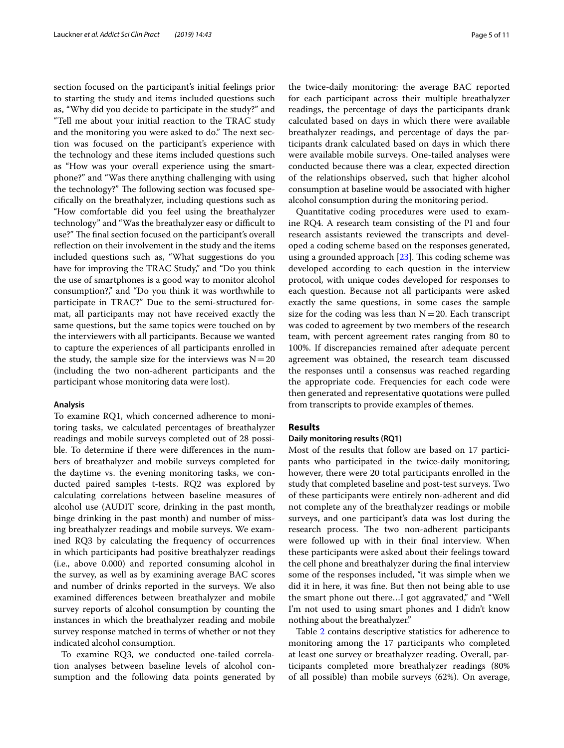section focused on the participant's initial feelings prior to starting the study and items included questions such as, "Why did you decide to participate in the study?" and "Tell me about your initial reaction to the TRAC study and the monitoring you were asked to do." The next section was focused on the participant's experience with the technology and these items included questions such as "How was your overall experience using the smartphone?" and "Was there anything challenging with using the technology?" The following section was focused specifically on the breathalyzer, including questions such as "How comfortable did you feel using the breathalyzer technology" and "Was the breathalyzer easy or difficult to use?" The final section focused on the participant's overall reflection on their involvement in the study and the items included questions such as, "What suggestions do you have for improving the TRAC Study," and "Do you think the use of smartphones is a good way to monitor alcohol consumption?," and "Do you think it was worthwhile to participate in TRAC?" Due to the semi-structured format, all participants may not have received exactly the same questions, but the same topics were touched on by the interviewers with all participants. Because we wanted to capture the experiences of all participants enrolled in the study, the sample size for the interviews was N = 20 (including the two non-adherent participants and the participant whose monitoring data were lost).

#### Analysis

To examine RQ1, which concerned adherence to monitoring tasks, we calculated percentages of breathalyzer readings and mobile surveys completed out of 28 possible. To determine if there were differences in the numbers of breathalyzer and mobile surveys completed for the daytime vs. the evening monitoring tasks, we conducted paired samples t-tests. RQ2 was explored by calculating correlations between baseline measures of alcohol use (AUDIT score, drinking in the past month, binge drinking in the past month) and number of missing breathalyzer readings and mobile surveys. We examined RQ3 by calculating the frequency of occurrences in which participants had positive breathalyzer readings (i.e., above 0.000) and reported consuming alcohol in the survey, as well as by examining average BAC scores and number of drinks reported in the surveys. We also examined differences between breathalyzer and mobile survey reports of alcohol consumption by counting the instances in which the breathalyzer reading and mobile survey response matched in terms of whether or not they indicated alcohol consumption.

To examine RQ3, we conducted one-tailed correlation analyses between baseline levels of alcohol consumption and the following data points generated by the twice-daily monitoring: the average BAC reported for each participant across their multiple breathalyzer readings, the percentage of days the participants drank calculated based on days in which there were available breathalyzer readings, and percentage of days the participants drank calculated based on days in which there were available mobile surveys. One-tailed analyses were conducted because there was a clear, expected direction of the relationships observed, such that higher alcohol consumption at baseline would be associated with higher alcohol consumption during the monitoring period.

Quantitative coding procedures were used to examine RQ4. A research team consisting of the PI and four research assistants reviewed the transcripts and developed a coding scheme based on the responses generated, using a grounded approach [23]. This coding scheme was developed according to each question in the interview protocol, with unique codes developed for responses to each question. Because not all participants were asked exactly the same questions, in some cases the sample size for the coding was less than N = 20. Each transcript was coded to agreement by two members of the research team, with percent agreement rates ranging from 80 to 100%. If discrepancies remained after adequate percent agreement was obtained, the research team discussed the responses until a consensus was reached regarding the appropriate code. Frequencies for each code were then generated and representative quotations were pulled from transcripts to provide examples of themes.

## Results

#### Daily monitoring results (RQ1)

Most of the results that follow are based on 17 participants who participated in the twice-daily monitoring; however, there were 20 total participants enrolled in the study that completed baseline and post-test surveys. Two of these participants were entirely non-adherent and did not complete any of the breathalyzer readings or mobile surveys, and one participant's data was lost during the research process. The two non-adherent participants were followed up with in their final interview. When these participants were asked about their feelings toward the cell phone and breathalyzer during the final interview some of the responses included, "it was simple when we did it in here, it was fine. But then not being able to use the smart phone out there…I got aggravated," and "Well I'm not used to using smart phones and I didn't know nothing about the breathalyzer."

Table 2 contains descriptive statistics for adherence to monitoring among the 17 participants who completed at least one survey or breathalyzer reading. Overall, participants completed more breathalyzer readings (80% of all possible) than mobile surveys (62%). On average,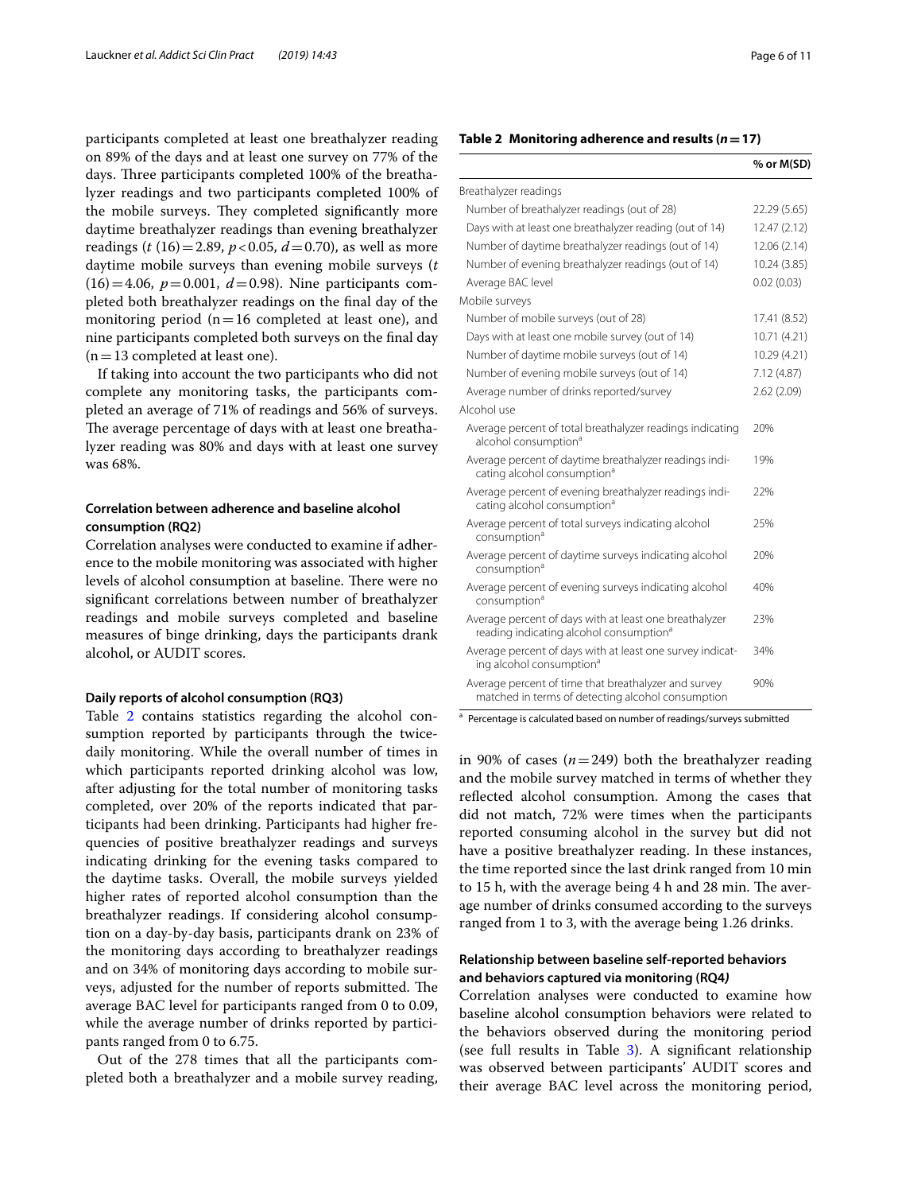participants completed at least one breathalyzer reading on 89% of the days and at least one survey on 77% of the days. Three participants completed 100% of the breathalyzer readings and two participants completed 100% of the mobile surveys. They completed significantly more daytime breathalyzer readings than evening breathalyzer readings ($t$ (16) = 2.89, $p < 0.05$, $d = 0.70$), as well as more daytime mobile surveys than evening mobile surveys ($t$ (16) = 4.06, $p = 0.001$, $d = 0.98$). Nine participants completed both breathalyzer readings on the final day of the monitoring period (n = 16 completed at least one), and nine participants completed both surveys on the final day (n = 13 completed at least one).

If taking into account the two participants who did not complete any monitoring tasks, the participants completed an average of 71% of readings and 56% of surveys. The average percentage of days with at least one breathalyzer reading was 80% and days with at least one survey was 68%.

### Correlation between adherence and baseline alcohol consumption (RQ2)

Correlation analyses were conducted to examine if adherence to the mobile monitoring was associated with higher levels of alcohol consumption at baseline. There were no significant correlations between number of breathalyzer readings and mobile surveys completed and baseline measures of binge drinking, days the participants drank alcohol, or AUDIT scores.

### Daily reports of alcohol consumption (RQ3)

Table 2 contains statistics regarding the alcohol consumption reported by participants through the twice-daily monitoring. While the overall number of times in which participants reported drinking alcohol was low, after adjusting for the total number of monitoring tasks completed, over 20% of the reports indicated that participants had been drinking. Participants had higher frequencies of positive breathalyzer readings and surveys indicating drinking for the evening tasks compared to the daytime tasks. Overall, the mobile surveys yielded higher rates of reported alcohol consumption than the breathalyzer readings. If considering alcohol consumption on a day-by-day basis, participants drank on 23% of the monitoring days according to breathalyzer readings and on 34% of monitoring days according to mobile surveys, adjusted for the number of reports submitted. The average BAC level for participants ranged from 0 to 0.09, while the average number of drinks reported by participants ranged from 0 to 6.75.

Out of the 278 times that all the participants completed both a breathalyzer and a mobile survey reading, in 90% of cases ($n = 249$) both the breathalyzer reading and the mobile survey matched in terms of whether they reflected alcohol consumption. Among the cases that did not match, 72% were times when the participants reported consuming alcohol in the survey but did not have a positive breathalyzer reading. In these instances, the time reported since the last drink ranged from 10 min to 15 h, with the average being 4 h and 28 min. The average number of drinks consumed according to the surveys ranged from 1 to 3, with the average being 1.26 drinks.

**Table 2 Monitoring adherence and results ($n = 17$)**

| | % or M(SD) |
|---|---|
| Breathalyzer readings | |
| Number of breathalyzer readings (out of 28) | 22.29 (5.65) |
| Days with at least one breathalyzer reading (out of 14) | 12.47 (2.12) |
| Number of daytime breathalyzer readings (out of 14) | 12.06 (2.14) |
| Number of evening breathalyzer readings (out of 14) | 10.24 (3.85) |
| Average BAC level | 0.02 (0.03) |
| Mobile surveys | |
| Number of mobile surveys (out of 28) | 17.41 (8.52) |
| Days with at least one mobile survey (out of 14) | 10.71 (4.21) |
| Number of daytime mobile surveys (out of 14) | 10.29 (4.21) |
| Number of evening mobile surveys (out of 14) | 7.12 (4.87) |
| Average number of drinks reported/survey | 2.62 (2.09) |
| Alcohol use | |
| Average percent of total breathalyzer readings indicating alcohol consumption[a] | 20% |
| Average percent of daytime breathalyzer readings indicating alcohol consumption[a] | 19% |
| Average percent of evening breathalyzer readings indicating alcohol consumption[a] | 22% |
| Average percent of total surveys indicating alcohol consumption[a] | 25% |
| Average percent of daytime surveys indicating alcohol consumption[a] | 20% |
| Average percent of evening surveys indicating alcohol consumption[a] | 40% |
| Average percent of days with at least one breathalyzer reading indicating alcohol consumption[a] | 23% |
| Average percent of days with at least one survey indicating alcohol consumption[a] | 34% |
| Average percent of time that breathalyzer and survey matched in terms of detecting alcohol consumption | 90% |

[a] Percentage is calculated based on number of readings/surveys submitted

### Relationship between baseline self-reported behaviors and behaviors captured via monitoring (RQ4)

Correlation analyses were conducted to examine how baseline alcohol consumption behaviors were related to the behaviors observed during the monitoring period (see full results in Table 3). A significant relationship was observed between participants' AUDIT scores and their average BAC level across the monitoring period,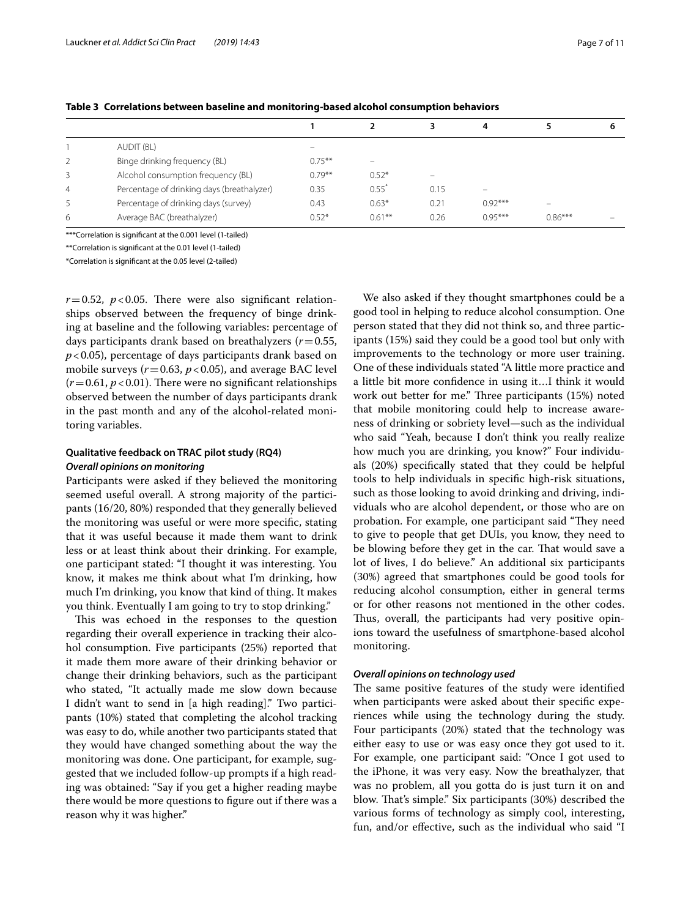**Table 3 Correlations between baseline and monitoring-based alcohol consumption behaviors**

| | | 1 | 2 | 3 | 4 | 5 | 6 |
|---|---|---|---|---|---|---|---|
| 1 | AUDIT (BL) | – | | | | | |
| 2 | Binge drinking frequency (BL) | 0.75** | – | | | | |
| 3 | Alcohol consumption frequency (BL) | 0.79** | 0.52* | – | | | |
| 4 | Percentage of drinking days (breathalyzer) | 0.35 | 0.55* | 0.15 | – | | |
| 5 | Percentage of drinking days (survey) | 0.43 | 0.63* | 0.21 | 0.92*** | – | |
| 6 | Average BAC (breathalyzer) | 0.52* | 0.61** | 0.26 | 0.95*** | 0.86*** | – |

***Correlation is significant at the 0.001 level (1-tailed)

**Correlation is significant at the 0.01 level (1-tailed)

*Correlation is significant at the 0.05 level (2-tailed)

$r = 0.52$, $p < 0.05$. There were also significant relationships observed between the frequency of binge drinking at baseline and the following variables: percentage of days participants drank based on breathalyzers ($r = 0.55$, $p < 0.05$), percentage of days participants drank based on mobile surveys ($r = 0.63$, $p < 0.05$), and average BAC level ($r = 0.61$, $p < 0.01$). There were no significant relationships observed between the number of days participants drank in the past month and any of the alcohol-related monitoring variables.

### Qualitative feedback on TRAC pilot study (RQ4)

#### *Overall opinions on monitoring*

Participants were asked if they believed the monitoring seemed useful overall. A strong majority of the participants (16/20, 80%) responded that they generally believed the monitoring was useful or were more specific, stating that it was useful because it made them want to drink less or at least think about their drinking. For example, one participant stated: "I thought it was interesting. You know, it makes me think about what I'm drinking, how much I'm drinking, you know that kind of thing. It makes you think. Eventually I am going to try to stop drinking."

This was echoed in the responses to the question regarding their overall experience in tracking their alcohol consumption. Five participants (25%) reported that it made them more aware of their drinking behavior or change their drinking behaviors, such as the participant who stated, "It actually made me slow down because I didn't want to send in [a high reading]." Two participants (10%) stated that completing the alcohol tracking was easy to do, while another two participants stated that they would have changed something about the way the monitoring was done. One participant, for example, suggested that we included follow-up prompts if a high reading was obtained: "Say if you get a higher reading maybe there would be more questions to figure out if there was a reason why it was higher."

We also asked if they thought smartphones could be a good tool in helping to reduce alcohol consumption. One person stated that they did not think so, and three participants (15%) said they could be a good tool but only with improvements to the technology or more user training. One of these individuals stated "A little more practice and a little bit more confidence in using it…I think it would work out better for me." Three participants (15%) noted that mobile monitoring could help to increase awareness of drinking or sobriety level—such as the individual who said "Yeah, because I don't think you really realize how much you are drinking, you know?" Four individuals (20%) specifically stated that they could be helpful tools to help individuals in specific high-risk situations, such as those looking to avoid drinking and driving, individuals who are alcohol dependent, or those who are on probation. For example, one participant said "They need to give to people that get DUIs, you know, they need to be blowing before they get in the car. That would save a lot of lives, I do believe." An additional six participants (30%) agreed that smartphones could be good tools for reducing alcohol consumption, either in general terms or for other reasons not mentioned in the other codes. Thus, overall, the participants had very positive opinions toward the usefulness of smartphone-based alcohol monitoring.

#### *Overall opinions on technology used*

The same positive features of the study were identified when participants were asked about their specific experiences while using the technology during the study. Four participants (20%) stated that the technology was either easy to use or was easy once they got used to it. For example, one participant said: "Once I got used to the iPhone, it was very easy. Now the breathalyzer, that was no problem, all you gotta do is just turn it on and blow. That's simple." Six participants (30%) described the various forms of technology as simply cool, interesting, fun, and/or effective, such as the individual who said "I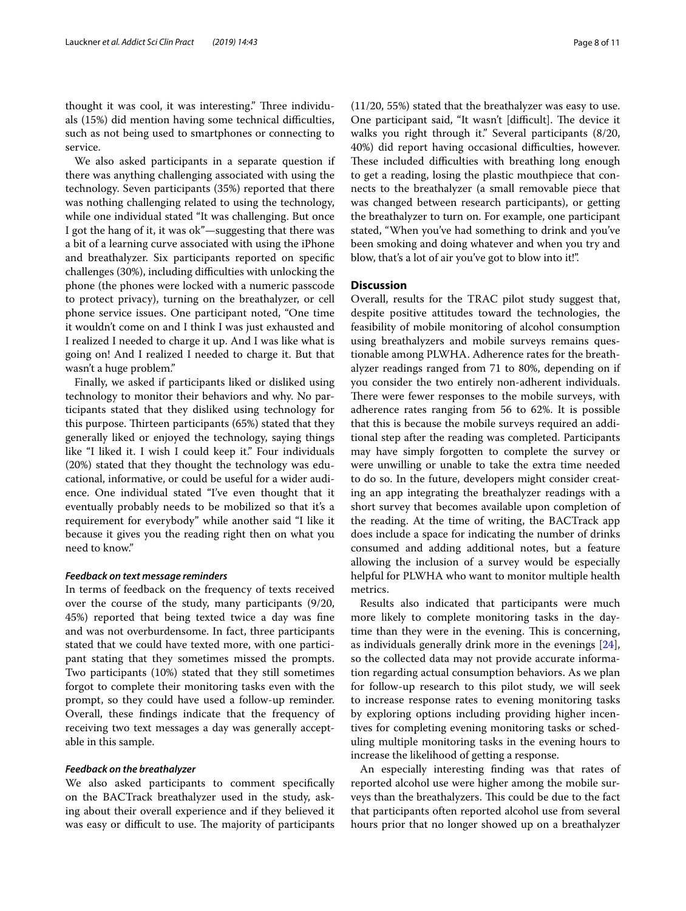thought it was cool, it was interesting." Three individuals (15%) did mention having some technical difficulties, such as not being used to smartphones or connecting to service.

We also asked participants in a separate question if there was anything challenging associated with using the technology. Seven participants (35%) reported that there was nothing challenging related to using the technology, while one individual stated "It was challenging. But once I got the hang of it, it was ok"—suggesting that there was a bit of a learning curve associated with using the iPhone and breathalyzer. Six participants reported on specific challenges (30%), including difficulties with unlocking the phone (the phones were locked with a numeric passcode to protect privacy), turning on the breathalyzer, or cell phone service issues. One participant noted, "One time it wouldn't come on and I think I was just exhausted and I realized I needed to charge it up. And I was like what is going on! And I realized I needed to charge it. But that wasn't a huge problem."

Finally, we asked if participants liked or disliked using technology to monitor their behaviors and why. No participants stated that they disliked using technology for this purpose. Thirteen participants (65%) stated that they generally liked or enjoyed the technology, saying things like "I liked it. I wish I could keep it." Four individuals (20%) stated that they thought the technology was educational, informative, or could be useful for a wider audience. One individual stated "I've even thought that it eventually probably needs to be mobilized so that it's a requirement for everybody" while another said "I like it because it gives you the reading right then on what you need to know."

#### *Feedback on text message reminders*

In terms of feedback on the frequency of texts received over the course of the study, many participants (9/20, 45%) reported that being texted twice a day was fine and was not overburdensome. In fact, three participants stated that we could have texted more, with one participant stating that they sometimes missed the prompts. Two participants (10%) stated that they still sometimes forgot to complete their monitoring tasks even with the prompt, so they could have used a follow-up reminder. Overall, these findings indicate that the frequency of receiving two text messages a day was generally acceptable in this sample.

#### *Feedback on the breathalyzer*

We also asked participants to comment specifically on the BACTrack breathalyzer used in the study, asking about their overall experience and if they believed it was easy or difficult to use. The majority of participants (11/20, 55%) stated that the breathalyzer was easy to use. One participant said, "It wasn't [difficult]. The device it walks you right through it." Several participants (8/20, 40%) did report having occasional difficulties, however. These included difficulties with breathing long enough to get a reading, losing the plastic mouthpiece that connects to the breathalyzer (a small removable piece that was changed between research participants), or getting the breathalyzer to turn on. For example, one participant stated, "When you've had something to drink and you've been smoking and doing whatever and when you try and blow, that's a lot of air you've got to blow into it!".

## Discussion

Overall, results for the TRAC pilot study suggest that, despite positive attitudes toward the technologies, the feasibility of mobile monitoring of alcohol consumption using breathalyzers and mobile surveys remains questionable among PLWHA. Adherence rates for the breathalyzer readings ranged from 71 to 80%, depending on if you consider the two entirely non-adherent individuals. There were fewer responses to the mobile surveys, with adherence rates ranging from 56 to 62%. It is possible that this is because the mobile surveys required an additional step after the reading was completed. Participants may have simply forgotten to complete the survey or were unwilling or unable to take the extra time needed to do so. In the future, developers might consider creating an app integrating the breathalyzer readings with a short survey that becomes available upon completion of the reading. At the time of writing, the BACTrack app does include a space for indicating the number of drinks consumed and adding additional notes, but a feature allowing the inclusion of a survey would be especially helpful for PLWHA who want to monitor multiple health metrics.

Results also indicated that participants were much more likely to complete monitoring tasks in the daytime than they were in the evening. This is concerning, as individuals generally drink more in the evenings [24], so the collected data may not provide accurate information regarding actual consumption behaviors. As we plan for follow-up research to this pilot study, we will seek to increase response rates to evening monitoring tasks by exploring options including providing higher incentives for completing evening monitoring tasks or scheduling multiple monitoring tasks in the evening hours to increase the likelihood of getting a response.

An especially interesting finding was that rates of reported alcohol use were higher among the mobile surveys than the breathalyzers. This could be due to the fact that participants often reported alcohol use from several hours prior that no longer showed up on a breathalyzer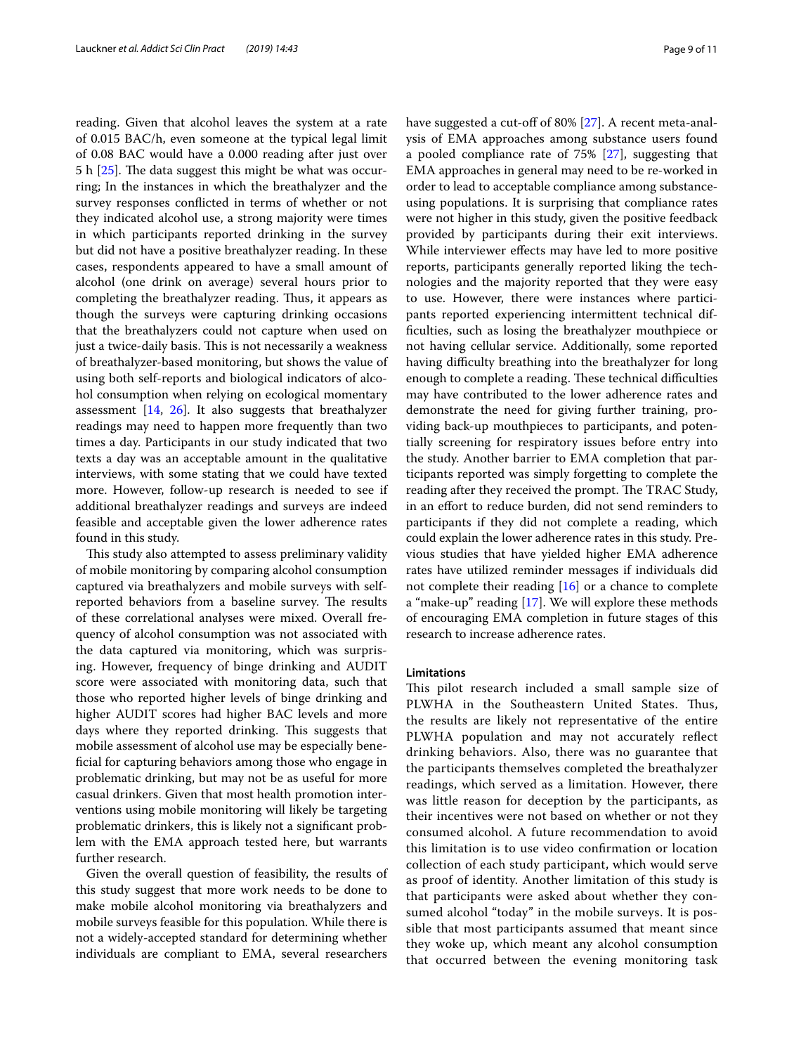reading. Given that alcohol leaves the system at a rate of 0.015 BAC/h, even someone at the typical legal limit of 0.08 BAC would have a 0.000 reading after just over 5 h [25]. The data suggest this might be what was occurring; In the instances in which the breathalyzer and the survey responses conflicted in terms of whether or not they indicated alcohol use, a strong majority were times in which participants reported drinking in the survey but did not have a positive breathalyzer reading. In these cases, respondents appeared to have a small amount of alcohol (one drink on average) several hours prior to completing the breathalyzer reading. Thus, it appears as though the surveys were capturing drinking occasions that the breathalyzers could not capture when used on just a twice-daily basis. This is not necessarily a weakness of breathalyzer-based monitoring, but shows the value of using both self-reports and biological indicators of alcohol consumption when relying on ecological momentary assessment [14, 26]. It also suggests that breathalyzer readings may need to happen more frequently than two times a day. Participants in our study indicated that two texts a day was an acceptable amount in the qualitative interviews, with some stating that we could have texted more. However, follow-up research is needed to see if additional breathalyzer readings and surveys are indeed feasible and acceptable given the lower adherence rates found in this study.

This study also attempted to assess preliminary validity of mobile monitoring by comparing alcohol consumption captured via breathalyzers and mobile surveys with self-reported behaviors from a baseline survey. The results of these correlational analyses were mixed. Overall frequency of alcohol consumption was not associated with the data captured via monitoring, which was surprising. However, frequency of binge drinking and AUDIT score were associated with monitoring data, such that those who reported higher levels of binge drinking and higher AUDIT scores had higher BAC levels and more days where they reported drinking. This suggests that mobile assessment of alcohol use may be especially beneficial for capturing behaviors among those who engage in problematic drinking, but may not be as useful for more casual drinkers. Given that most health promotion interventions using mobile monitoring will likely be targeting problematic drinkers, this is likely not a significant problem with the EMA approach tested here, but warrants further research.

Given the overall question of feasibility, the results of this study suggest that more work needs to be done to make mobile alcohol monitoring via breathalyzers and mobile surveys feasible for this population. While there is not a widely-accepted standard for determining whether individuals are compliant to EMA, several researchers have suggested a cut-off of 80% [27]. A recent meta-analysis of EMA approaches among substance users found a pooled compliance rate of 75% [27], suggesting that EMA approaches in general may need to be re-worked in order to lead to acceptable compliance among substance-using populations. It is surprising that compliance rates were not higher in this study, given the positive feedback provided by participants during their exit interviews. While interviewer effects may have led to more positive reports, participants generally reported liking the technologies and the majority reported that they were easy to use. However, there were instances where participants reported experiencing intermittent technical difficulties, such as losing the breathalyzer mouthpiece or not having cellular service. Additionally, some reported having difficulty breathing into the breathalyzer for long enough to complete a reading. These technical difficulties may have contributed to the lower adherence rates and demonstrate the need for giving further training, providing back-up mouthpieces to participants, and potentially screening for respiratory issues before entry into the study. Another barrier to EMA completion that participants reported was simply forgetting to complete the reading after they received the prompt. The TRAC Study, in an effort to reduce burden, did not send reminders to participants if they did not complete a reading, which could explain the lower adherence rates in this study. Previous studies that have yielded higher EMA adherence rates have utilized reminder messages if individuals did not complete their reading [16] or a chance to complete a "make-up" reading [17]. We will explore these methods of encouraging EMA completion in future stages of this research to increase adherence rates.

### Limitations

This pilot research included a small sample size of PLWHA in the Southeastern United States. Thus, the results are likely not representative of the entire PLWHA population and may not accurately reflect drinking behaviors. Also, there was no guarantee that the participants themselves completed the breathalyzer readings, which served as a limitation. However, there was little reason for deception by the participants, as their incentives were not based on whether or not they consumed alcohol. A future recommendation to avoid this limitation is to use video confirmation or location collection of each study participant, which would serve as proof of identity. Another limitation of this study is that participants were asked about whether they consumed alcohol "today" in the mobile surveys. It is possible that most participants assumed that meant since they woke up, which meant any alcohol consumption that occurred between the evening monitoring task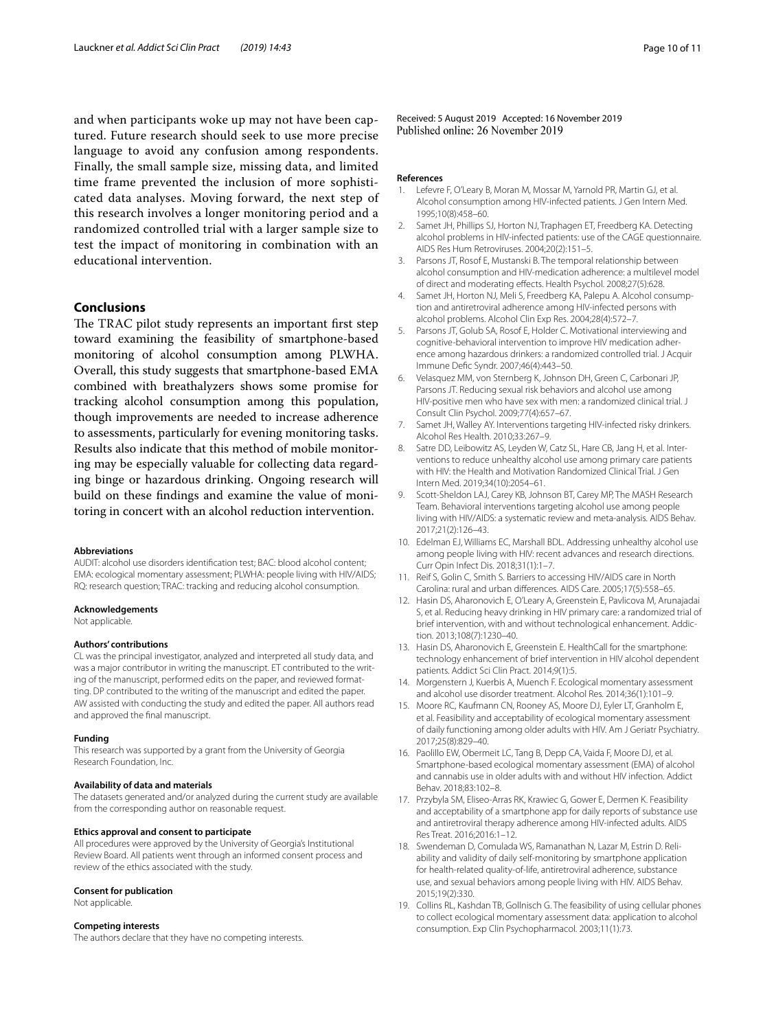and when participants woke up may not have been captured. Future research should seek to use more precise language to avoid any confusion among respondents. Finally, the small sample size, missing data, and limited time frame prevented the inclusion of more sophisticated data analyses. Moving forward, the next step of this research involves a longer monitoring period and a randomized controlled trial with a larger sample size to test the impact of monitoring in combination with an educational intervention.

## Conclusions

The TRAC pilot study represents an important first step toward examining the feasibility of smartphone-based monitoring of alcohol consumption among PLWHA. Overall, this study suggests that smartphone-based EMA combined with breathalyzers shows some promise for tracking alcohol consumption among this population, though improvements are needed to increase adherence to assessments, particularly for evening monitoring tasks. Results also indicate that this method of mobile monitoring may be especially valuable for collecting data regarding binge or hazardous drinking. Ongoing research will build on these findings and examine the value of monitoring in concert with an alcohol reduction intervention.

#### Abbreviations

AUDIT: alcohol use disorders identification test; BAC: blood alcohol content; EMA: ecological momentary assessment; PLWHA: people living with HIV/AIDS; RQ: research question; TRAC: tracking and reducing alcohol consumption.

#### Acknowledgements

Not applicable.

#### Authors' contributions

CL was the principal investigator, analyzed and interpreted all study data, and was a major contributor in writing the manuscript. ET contributed to the writing of the manuscript, performed edits on the paper, and reviewed formatting. DP contributed to the writing of the manuscript and edited the paper. AW assisted with conducting the study and edited the paper. All authors read and approved the final manuscript.

#### Funding

This research was supported by a grant from the University of Georgia Research Foundation, Inc.

#### Availability of data and materials

The datasets generated and/or analyzed during the current study are available from the corresponding author on reasonable request.

#### Ethics approval and consent to participate

All procedures were approved by the University of Georgia's Institutional Review Board. All patients went through an informed consent process and review of the ethics associated with the study.

#### Consent for publication

Not applicable.

#### Competing interests

The authors declare that they have no competing interests.

Received: 5 August 2019 Accepted: 16 November 2019
Published online: 26 November 2019

#### References

1. Lefevre F, O'Leary B, Moran M, Mossar M, Yarnold PR, Martin GJ, et al. Alcohol consumption among HIV-infected patients. J Gen Intern Med. 1995;10(8):458–60.
2. Samet JH, Phillips SJ, Horton NJ, Traphagen ET, Freedberg KA. Detecting alcohol problems in HIV-infected patients: use of the CAGE questionnaire. AIDS Res Hum Retroviruses. 2004;20(2):151–5.
3. Parsons JT, Rosof E, Mustanski B. The temporal relationship between alcohol consumption and HIV-medication adherence: a multilevel model of direct and moderating effects. Health Psychol. 2008;27(5):628.
4. Samet JH, Horton NJ, Meli S, Freedberg KA, Palepu A. Alcohol consumption and antiretroviral adherence among HIV-infected persons with alcohol problems. Alcohol Clin Exp Res. 2004;28(4):572–7.
5. Parsons JT, Golub SA, Rosof E, Holder C. Motivational interviewing and cognitive-behavioral intervention to improve HIV medication adherence among hazardous drinkers: a randomized controlled trial. J Acquir Immune Defic Syndr. 2007;46(4):443–50.
6. Velasquez MM, von Sternberg K, Johnson DH, Green C, Carbonari JP, Parsons JT. Reducing sexual risk behaviors and alcohol use among HIV-positive men who have sex with men: a randomized clinical trial. J Consult Clin Psychol. 2009;77(4):657–67.
7. Samet JH, Walley AY. Interventions targeting HIV-infected risky drinkers. Alcohol Res Health. 2010;33:267–9.
8. Satre DD, Leibowitz AS, Leyden W, Catz SL, Hare CB, Jang H, et al. Interventions to reduce unhealthy alcohol use among primary care patients with HIV: the Health and Motivation Randomized Clinical Trial. J Gen Intern Med. 2019;34(10):2054–61.
9. Scott-Sheldon LAJ, Carey KB, Johnson BT, Carey MP, The MASH Research Team. Behavioral interventions targeting alcohol use among people living with HIV/AIDS: a systematic review and meta-analysis. AIDS Behav. 2017;21(2):126–43.
10. Edelman EJ, Williams EC, Marshall BDL. Addressing unhealthy alcohol use among people living with HIV: recent advances and research directions. Curr Opin Infect Dis. 2018;31(1):1–7.
11. Reif S, Golin C, Smith S. Barriers to accessing HIV/AIDS care in North Carolina: rural and urban differences. AIDS Care. 2005;17(5):558–65.
12. Hasin DS, Aharonovich E, O'Leary A, Greenstein E, Pavlicova M, Arunajadai S, et al. Reducing heavy drinking in HIV primary care: a randomized trial of brief intervention, with and without technological enhancement. Addiction. 2013;108(7):1230–40.
13. Hasin DS, Aharonovich E, Greenstein E. HealthCall for the smartphone: technology enhancement of brief intervention in HIV alcohol dependent patients. Addict Sci Clin Pract. 2014;9(1):5.
14. Morgenstern J, Kuerbis A, Muench F. Ecological momentary assessment and alcohol use disorder treatment. Alcohol Res. 2014;36(1):101–9.
15. Moore RC, Kaufmann CN, Rooney AS, Moore DJ, Eyler LT, Granholm E, et al. Feasibility and acceptability of ecological momentary assessment of daily functioning among older adults with HIV. Am J Geriatr Psychiatry. 2017;25(8):829–40.
16. Paolillo EW, Obermeit LC, Tang B, Depp CA, Vaida F, Moore DJ, et al. Smartphone-based ecological momentary assessment (EMA) of alcohol and cannabis use in older adults with and without HIV infection. Addict Behav. 2018;83:102–8.
17. Przybyla SM, Eliseo-Arras RK, Krawiec G, Gower E, Dermen K. Feasibility and acceptability of a smartphone app for daily reports of substance use and antiretroviral therapy adherence among HIV-infected adults. AIDS Res Treat. 2016;2016:1–12.
18. Swendeman D, Comulada WS, Ramanathan N, Lazar M, Estrin D. Reliability and validity of daily self-monitoring by smartphone application for health-related quality-of-life, antiretroviral adherence, substance use, and sexual behaviors among people living with HIV. AIDS Behav. 2015;19(2):330.
19. Collins RL, Kashdan TB, Gollnisch G. The feasibility of using cellular phones to collect ecological momentary assessment data: application to alcohol consumption. Exp Clin Psychopharmacol. 2003;11(1):73.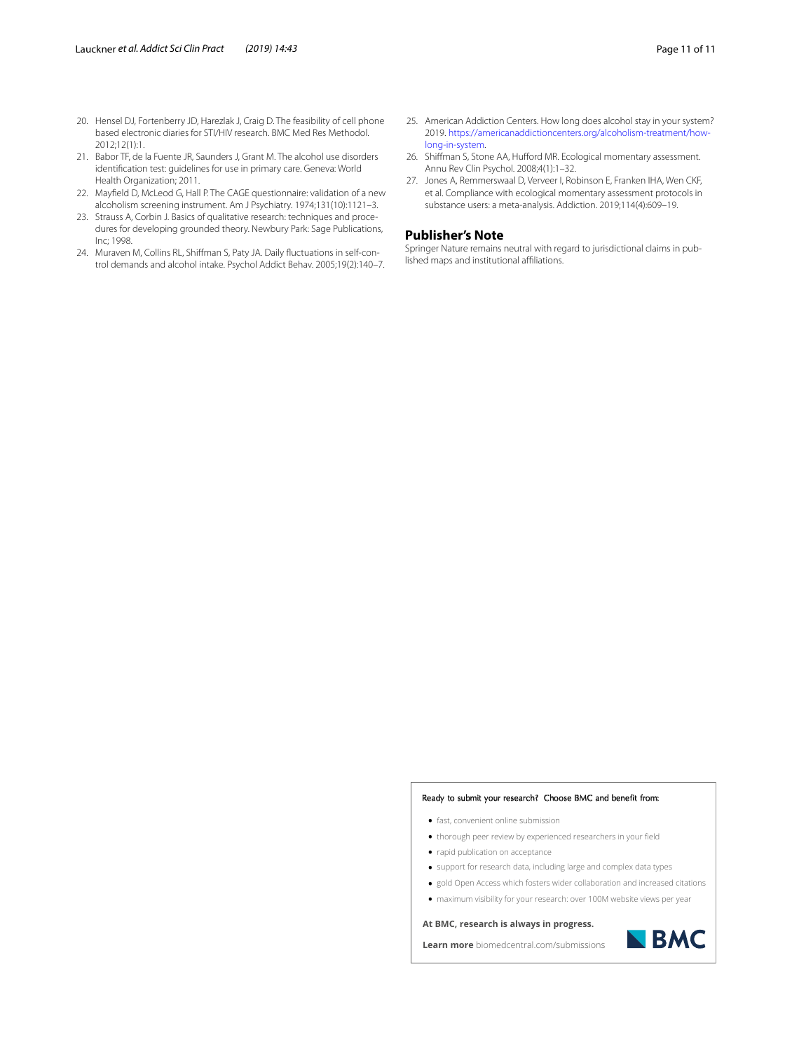20. Hensel DJ, Fortenberry JD, Harezlak J, Craig D. The feasibility of cell phone based electronic diaries for STI/HIV research. BMC Med Res Methodol. 2012;12(1):1.
21. Babor TF, de la Fuente JR, Saunders J, Grant M. The alcohol use disorders identification test: guidelines for use in primary care. Geneva: World Health Organization; 2011.
22. Mayfield D, McLeod G, Hall P. The CAGE questionnaire: validation of a new alcoholism screening instrument. Am J Psychiatry. 1974;131(10):1121–3.
23. Strauss A, Corbin J. Basics of qualitative research: techniques and procedures for developing grounded theory. Newbury Park: Sage Publications, Inc; 1998.
24. Muraven M, Collins RL, Shiffman S, Paty JA. Daily fluctuations in self-control demands and alcohol intake. Psychol Addict Behav. 2005;19(2):140–7.
25. American Addiction Centers. How long does alcohol stay in your system? 2019. https://americanaddictioncenters.org/alcoholism-treatment/how-long-in-system.
26. Shiffman S, Stone AA, Hufford MR. Ecological momentary assessment. Annu Rev Clin Psychol. 2008;4(1):1–32.
27. Jones A, Remmerswaal D, Verveer I, Robinson E, Franken IHA, Wen CKF, et al. Compliance with ecological momentary assessment protocols in substance users: a meta-analysis. Addiction. 2019;114(4):609–19.

## Publisher's Note

Springer Nature remains neutral with regard to jurisdictional claims in published maps and institutional affiliations.

Ready to submit your research? Choose BMC and benefit from:

- fast, convenient online submission
- thorough peer review by experienced researchers in your field
- rapid publication on acceptance
- support for research data, including large and complex data types
- gold Open Access which fosters wider collaboration and increased citations
- maximum visibility for your research: over 100M website views per year

**At BMC, research is always in progress.**

**Learn more** biomedcentral.com/submissions

BMC